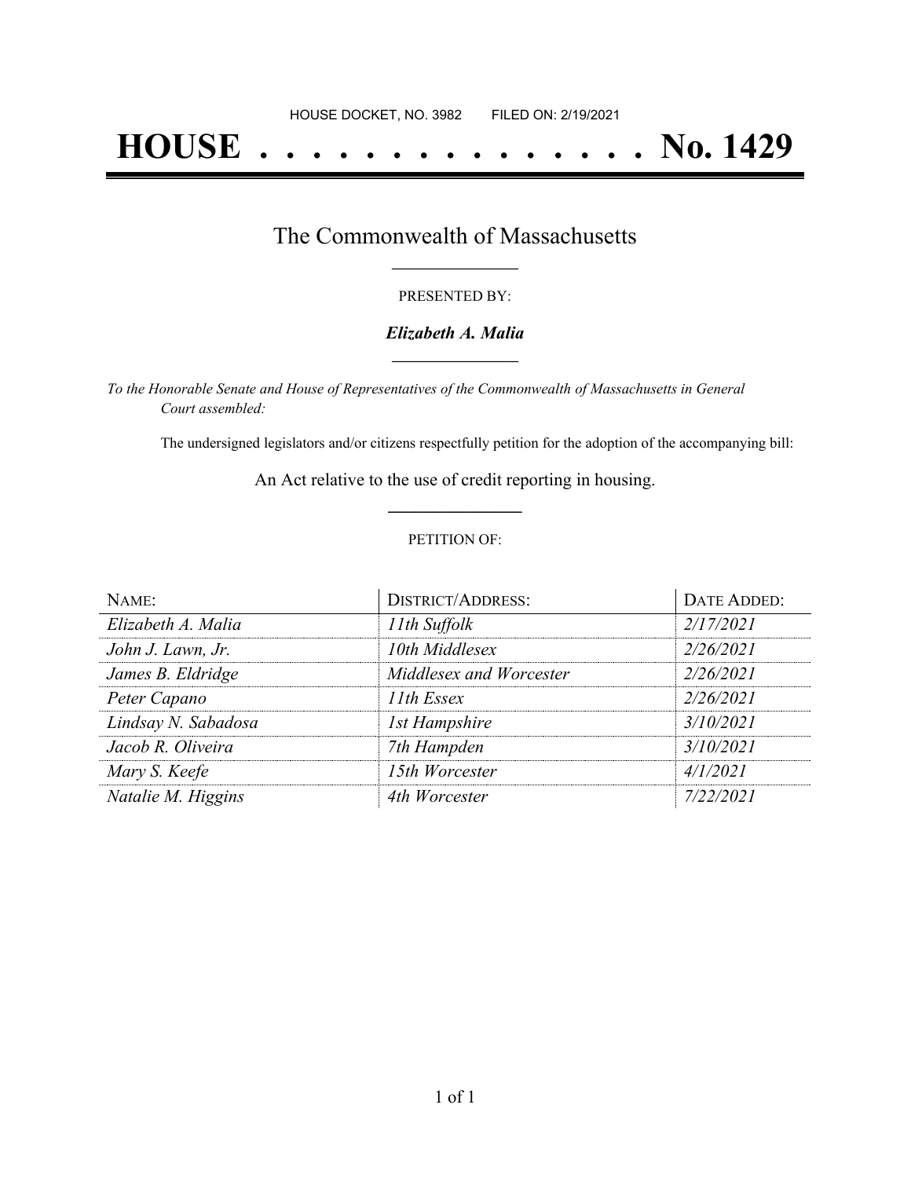HOUSE DOCKET, NO. 3982        FILED ON: 2/19/2021

# HOUSE . . . . . . . . . . . . . . . No. 1429

## The Commonwealth of Massachusetts

PRESENTED BY:

***Elizabeth A. Malia***

*To the Honorable Senate and House of Representatives of the Commonwealth of Massachusetts in General Court assembled:*

The undersigned legislators and/or citizens respectfully petition for the adoption of the accompanying bill:

An Act relative to the use of credit reporting in housing.

PETITION OF:

| NAME: | DISTRICT/ADDRESS: | DATE ADDED: |
| --- | --- | --- |
| *Elizabeth A. Malia* | *11th Suffolk* | *2/17/2021* |
| *John J. Lawn, Jr.* | *10th Middlesex* | *2/26/2021* |
| *James B. Eldridge* | *Middlesex and Worcester* | *2/26/2021* |
| *Peter Capano* | *11th Essex* | *2/26/2021* |
| *Lindsay N. Sabadosa* | *1st Hampshire* | *3/10/2021* |
| *Jacob R. Oliveira* | *7th Hampden* | *3/10/2021* |
| *Mary S. Keefe* | *15th Worcester* | *4/1/2021* |
| *Natalie M. Higgins* | *4th Worcester* | *7/22/2021* |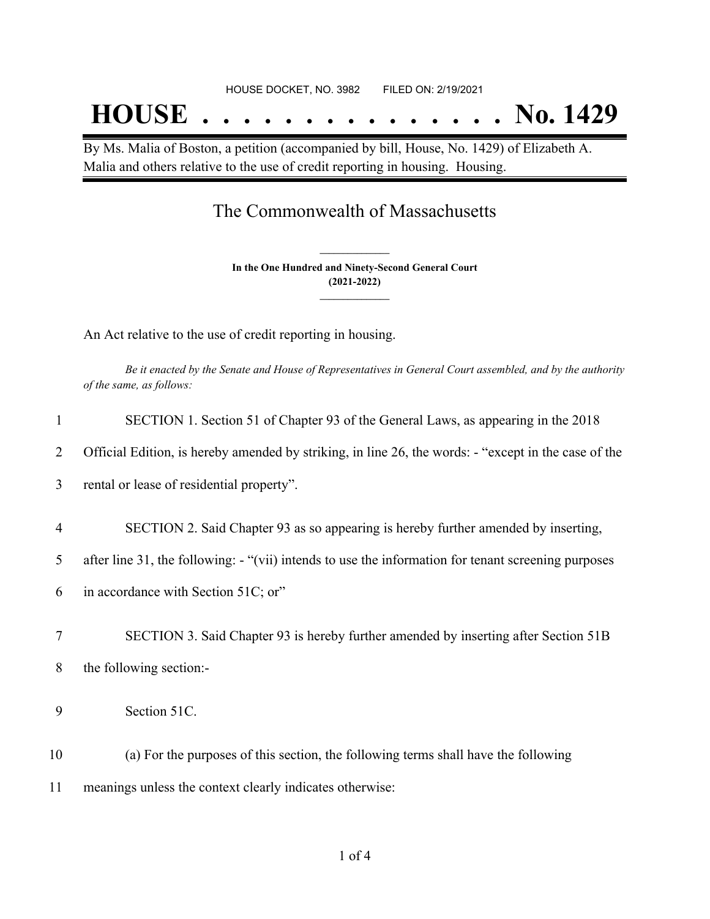HOUSE DOCKET, NO. 3982        FILED ON: 2/19/2021

# HOUSE . . . . . . . . . . . . . . . No. 1429

By Ms. Malia of Boston, a petition (accompanied by bill, House, No. 1429) of Elizabeth A. Malia and others relative to the use of credit reporting in housing. Housing.

## The Commonwealth of Massachusetts

**In the One Hundred and Ninety-Second General Court**
**(2021-2022)**

An Act relative to the use of credit reporting in housing.

*Be it enacted by the Senate and House of Representatives in General Court assembled, and by the authority of the same, as follows:*

1 SECTION 1. Section 51 of Chapter 93 of the General Laws, as appearing in the 2018
2 Official Edition, is hereby amended by striking, in line 26, the words: - "except in the case of the
3 rental or lease of residential property".

4 SECTION 2. Said Chapter 93 as so appearing is hereby further amended by inserting,
5 after line 31, the following: - "(vii) intends to use the information for tenant screening purposes
6 in accordance with Section 51C; or"

7 SECTION 3. Said Chapter 93 is hereby further amended by inserting after Section 51B
8 the following section:-

9 Section 51C.

10 (a) For the purposes of this section, the following terms shall have the following
11 meanings unless the context clearly indicates otherwise: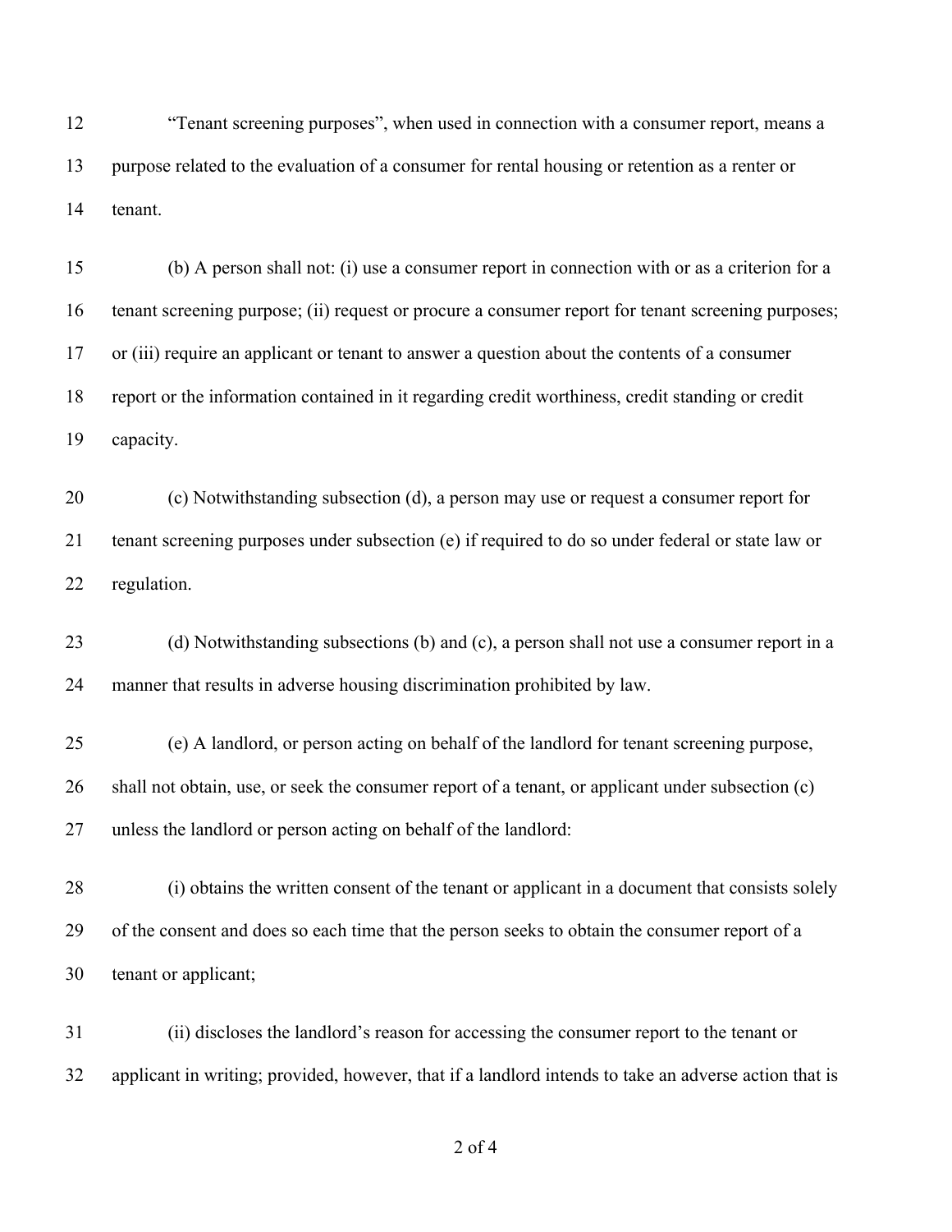"Tenant screening purposes", when used in connection with a consumer report, means a purpose related to the evaluation of a consumer for rental housing or retention as a renter or tenant.

(b) A person shall not: (i) use a consumer report in connection with or as a criterion for a tenant screening purpose; (ii) request or procure a consumer report for tenant screening purposes; or (iii) require an applicant or tenant to answer a question about the contents of a consumer report or the information contained in it regarding credit worthiness, credit standing or credit capacity.

(c) Notwithstanding subsection (d), a person may use or request a consumer report for tenant screening purposes under subsection (e) if required to do so under federal or state law or regulation.

(d) Notwithstanding subsections (b) and (c), a person shall not use a consumer report in a manner that results in adverse housing discrimination prohibited by law.

(e) A landlord, or person acting on behalf of the landlord for tenant screening purpose, shall not obtain, use, or seek the consumer report of a tenant, or applicant under subsection (c) unless the landlord or person acting on behalf of the landlord:

(i) obtains the written consent of the tenant or applicant in a document that consists solely of the consent and does so each time that the person seeks to obtain the consumer report of a tenant or applicant;

(ii) discloses the landlord's reason for accessing the consumer report to the tenant or applicant in writing; provided, however, that if a landlord intends to take an adverse action that is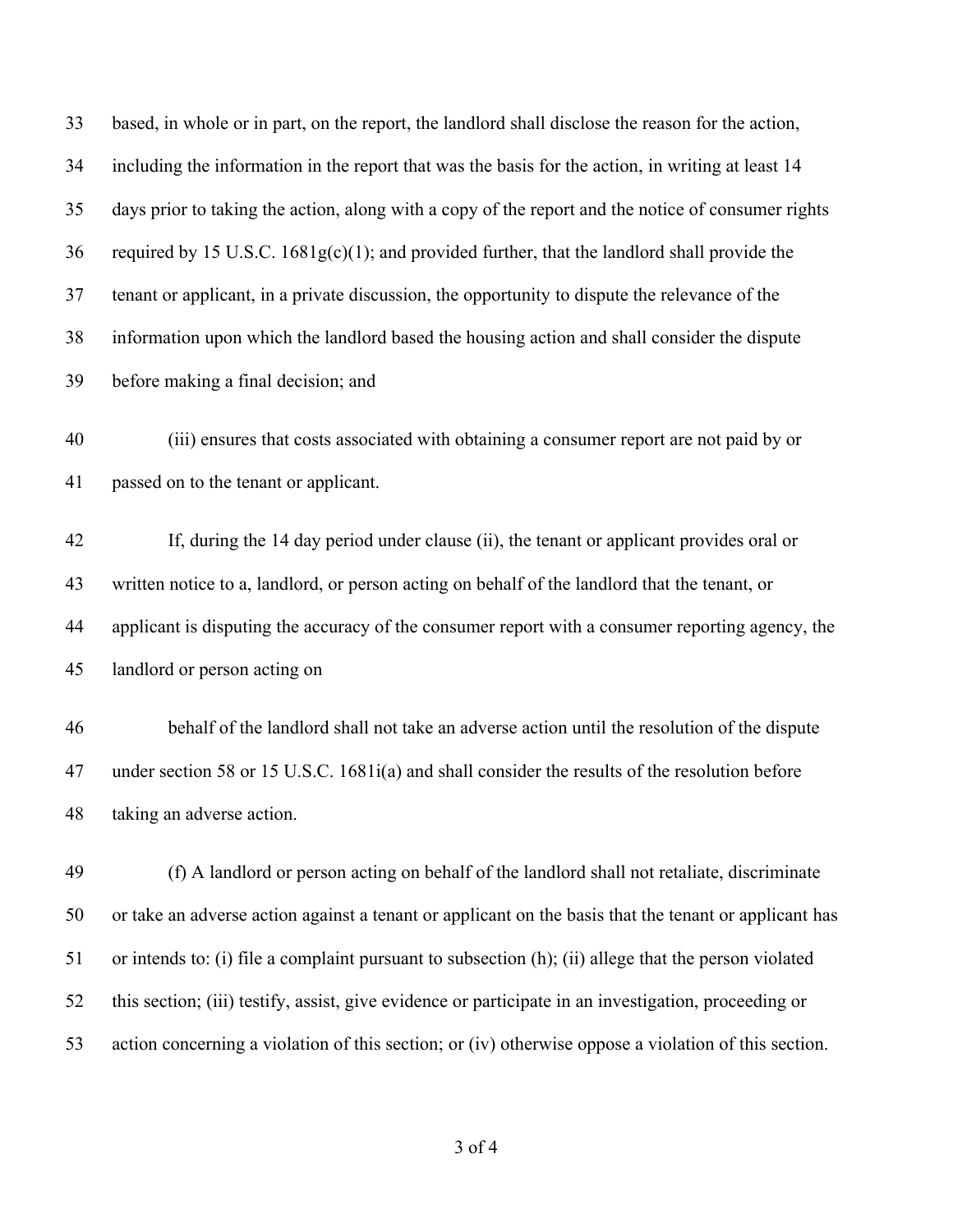based, in whole or in part, on the report, the landlord shall disclose the reason for the action, including the information in the report that was the basis for the action, in writing at least 14 days prior to taking the action, along with a copy of the report and the notice of consumer rights required by 15 U.S.C. 1681g(c)(1); and provided further, that the landlord shall provide the tenant or applicant, in a private discussion, the opportunity to dispute the relevance of the information upon which the landlord based the housing action and shall consider the dispute before making a final decision; and

(iii) ensures that costs associated with obtaining a consumer report are not paid by or passed on to the tenant or applicant.

If, during the 14 day period under clause (ii), the tenant or applicant provides oral or written notice to a, landlord, or person acting on behalf of the landlord that the tenant, or applicant is disputing the accuracy of the consumer report with a consumer reporting agency, the landlord or person acting on

behalf of the landlord shall not take an adverse action until the resolution of the dispute under section 58 or 15 U.S.C. 1681i(a) and shall consider the results of the resolution before taking an adverse action.

(f) A landlord or person acting on behalf of the landlord shall not retaliate, discriminate or take an adverse action against a tenant or applicant on the basis that the tenant or applicant has or intends to: (i) file a complaint pursuant to subsection (h); (ii) allege that the person violated this section; (iii) testify, assist, give evidence or participate in an investigation, proceeding or action concerning a violation of this section; or (iv) otherwise oppose a violation of this section.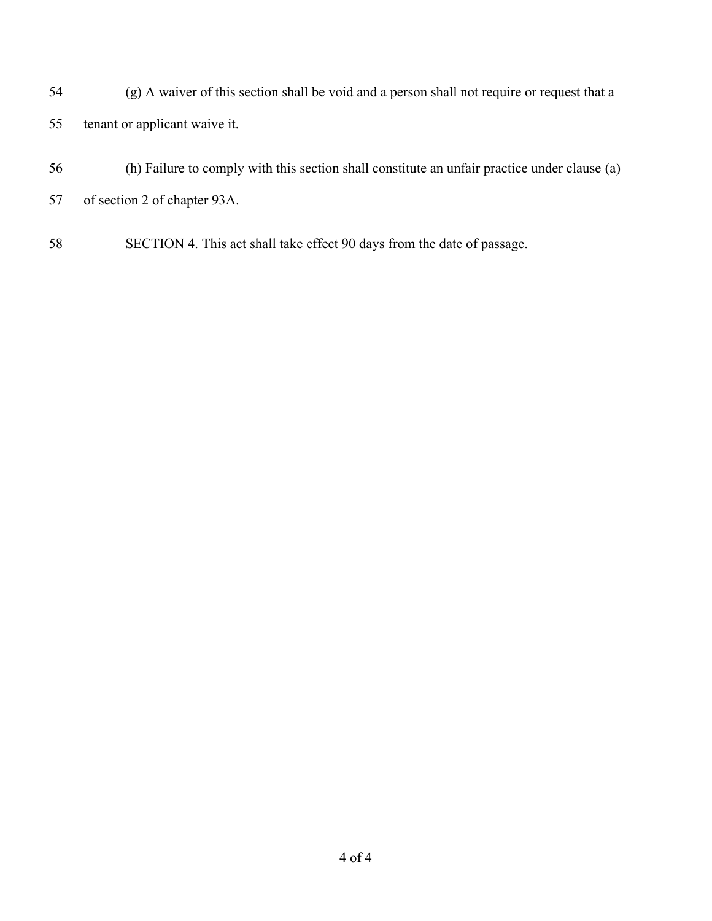(g) A waiver of this section shall be void and a person shall not require or request that a tenant or applicant waive it.

(h) Failure to comply with this section shall constitute an unfair practice under clause (a) of section 2 of chapter 93A.

SECTION 4. This act shall take effect 90 days from the date of passage.